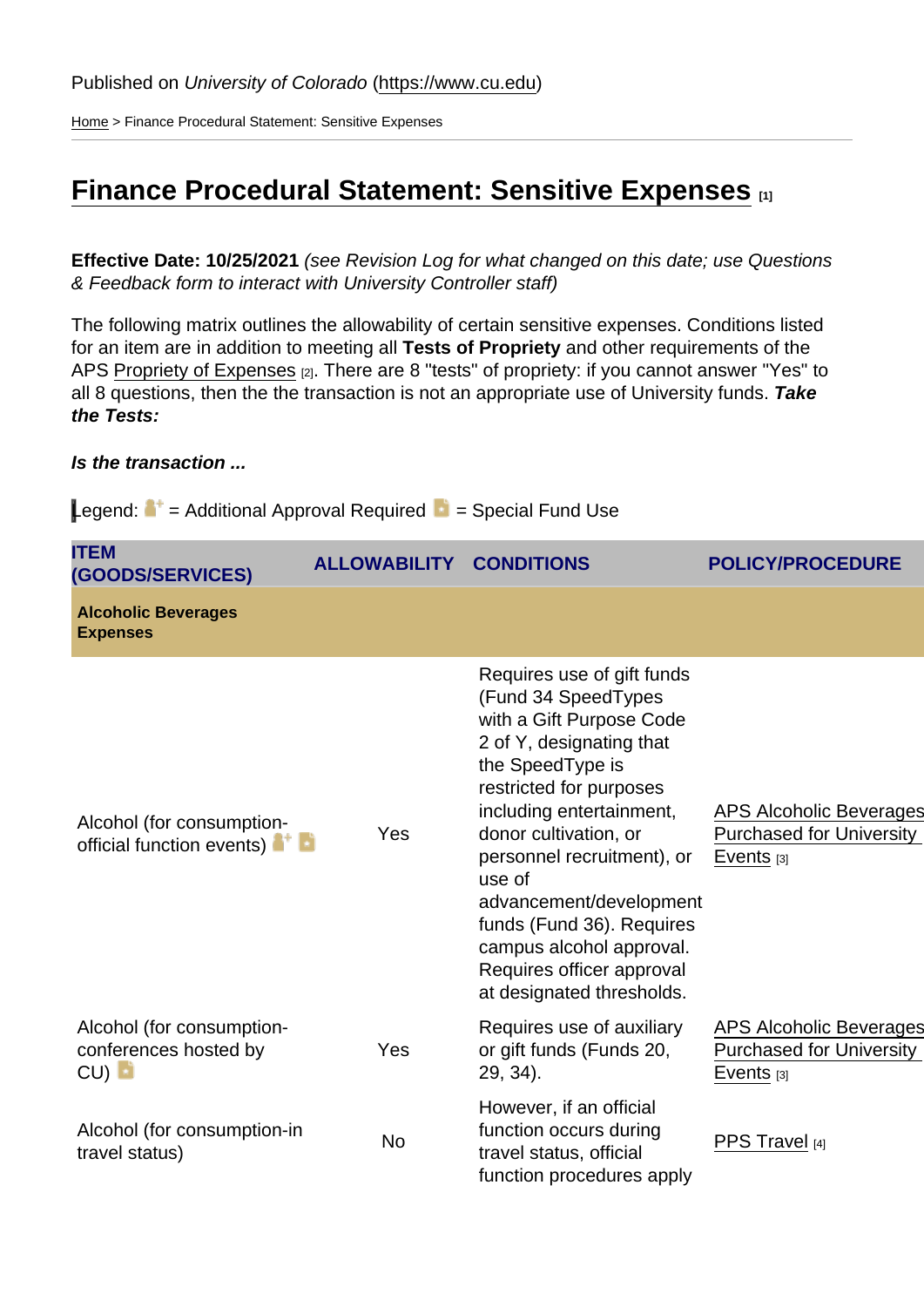Published on *University of Colorado* (https://www.cu.edu)

Home > Finance Procedural Statement: Sensitive Expenses

# Finance Procedural Statement: Sensitive Expenses [1]

**Effective Date: 10/25/2021** *(see Revision Log for what changed on this date; use Questions & Feedback form to interact with University Controller staff)*

The following matrix outlines the allowability of certain sensitive expenses. Conditions listed for an item are in addition to meeting all **Tests of Propriety** and other requirements of the APS Propriety of Expenses [2]. There are 8 "tests" of propriety: if you cannot answer "Yes" to all 8 questions, then the the transaction is not an appropriate use of University funds. ***Take the Tests:***

***Is the transaction ...***

Legend: = Additional Approval Required = Special Fund Use

| ITEM (GOODS/SERVICES) | ALLOWABILITY | CONDITIONS | POLICY/PROCEDURE |
|---|---|---|---|
| **Alcoholic Beverages Expenses** | | | |
| Alcohol (for consumption-official function events) | Yes | Requires use of gift funds (Fund 34 SpeedTypes with a Gift Purpose Code 2 of Y, designating that the SpeedType is restricted for purposes including entertainment, donor cultivation, or personnel recruitment), or use of advancement/development funds (Fund 36). Requires campus alcohol approval. Requires officer approval at designated thresholds. | APS Alcoholic Beverages Purchased for University Events [3] |
| Alcohol (for consumption-conferences hosted by CU) | Yes | Requires use of auxiliary or gift funds (Funds 20, 29, 34). | APS Alcoholic Beverages Purchased for University Events [3] |
| Alcohol (for consumption-in travel status) | No | However, if an official function occurs during travel status, official function procedures apply | PPS Travel [4] |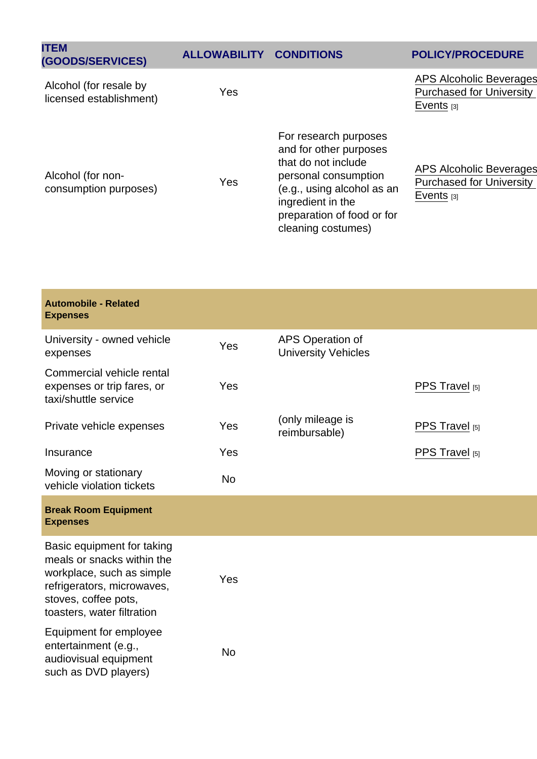| ITEM (GOODS/SERVICES) | ALLOWABILITY | CONDITIONS | POLICY/PROCEDURE |
|---|---|---|---|
| Alcohol (for resale by licensed establishment) | Yes | | APS Alcoholic Beverages Purchased for University Events [3] |
| Alcohol (for non-consumption purposes) | Yes | For research purposes and for other purposes that do not include personal consumption (e.g., using alcohol as an ingredient in the preparation of food or for cleaning costumes) | APS Alcoholic Beverages Purchased for University Events [3] |
| **Automobile - Related Expenses** | | | |
| University - owned vehicle expenses | Yes | APS Operation of University Vehicles | |
| Commercial vehicle rental expenses or trip fares, or taxi/shuttle service | Yes | | PPS Travel [5] |
| Private vehicle expenses | Yes | (only mileage is reimbursable) | PPS Travel [5] |
| Insurance | Yes | | PPS Travel [5] |
| Moving or stationary vehicle violation tickets | No | | |
| **Break Room Equipment Expenses** | | | |
| Basic equipment for taking meals or snacks within the workplace, such as simple refrigerators, microwaves, stoves, coffee pots, toasters, water filtration | Yes | | |
| Equipment for employee entertainment (e.g., audiovisual equipment such as DVD players) | No | | |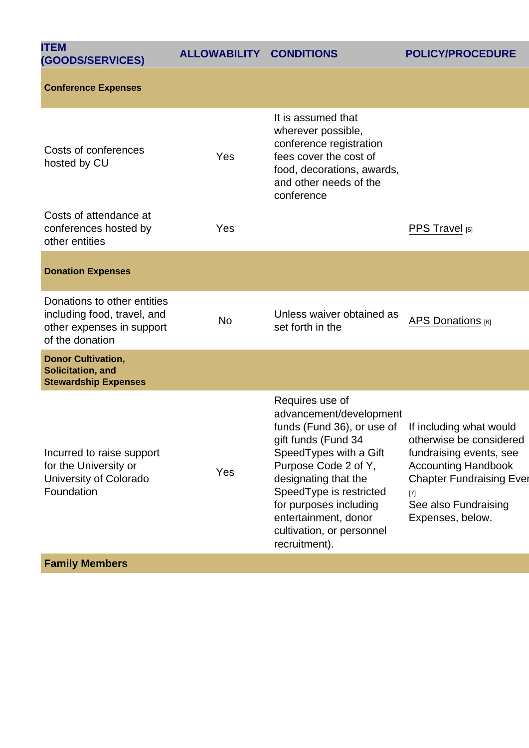| ITEM (GOODS/SERVICES) | ALLOWABILITY | CONDITIONS | POLICY/PROCEDURE |
|---|---|---|---|
| **Conference Expenses** | | | |
| Costs of conferences hosted by CU | Yes | It is assumed that wherever possible, conference registration fees cover the cost of food, decorations, awards, and other needs of the conference | |
| Costs of attendance at conferences hosted by other entities | Yes | | PPS Travel [5] |
| **Donation Expenses** | | | |
| Donations to other entities including food, travel, and other expenses in support of the donation | No | Unless waiver obtained as set forth in the | APS Donations [6] |
| **Donor Cultivation, Solicitation, and Stewardship Expenses** | | | |
| Incurred to raise support for the University or University of Colorado Foundation | Yes | Requires use of advancement/development funds (Fund 36), or use of gift funds (Fund 34 SpeedTypes with a Gift Purpose Code 2 of Y, designating that the SpeedType is restricted for purposes including entertainment, donor cultivation, or personnel recruitment). | If including what would otherwise be considered fundraising events, see Accounting Handbook Chapter Fundraising Ever [7] See also Fundraising Expenses, below. |
| **Family Members** | | | |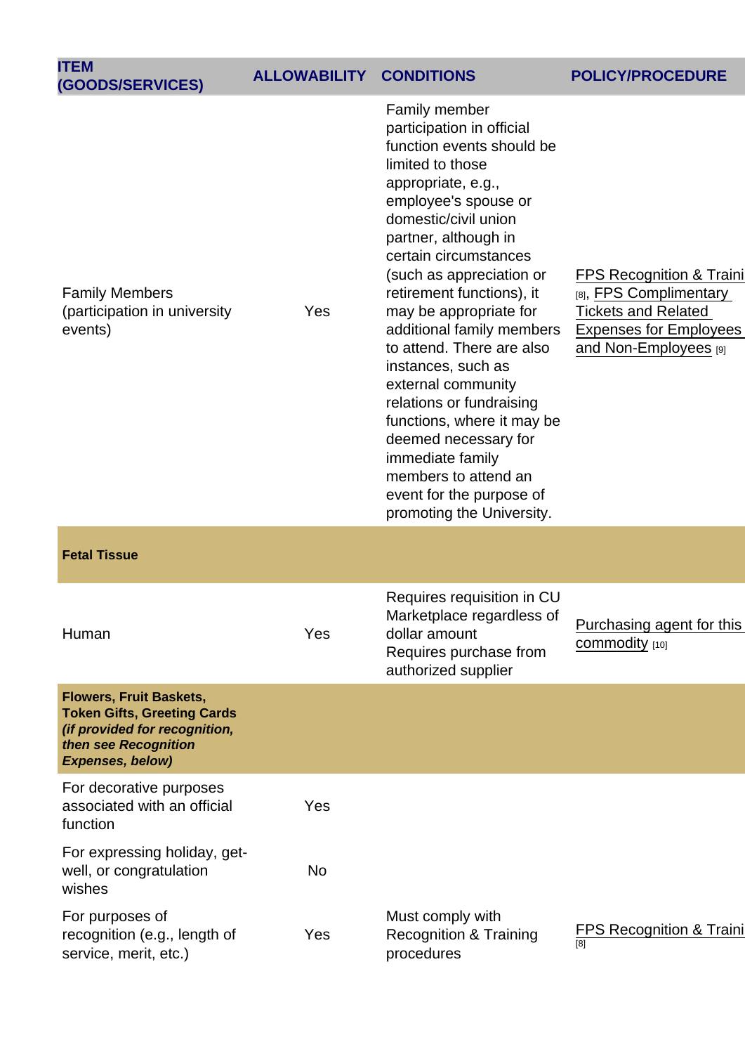| ITEM (GOODS/SERVICES) | ALLOWABILITY | CONDITIONS | POLICY/PROCEDURE |
|---|---|---|---|
| Family Members (participation in university events) | Yes | Family member participation in official function events should be limited to those appropriate, e.g., employee's spouse or domestic/civil union partner, although in certain circumstances (such as appreciation or retirement functions), it may be appropriate for additional family members to attend. There are also instances, such as external community relations or fundraising functions, where it may be deemed necessary for immediate family members to attend an event for the purpose of promoting the University. | FPS Recognition & Traini [8], FPS Complimentary Tickets and Related Expenses for Employees and Non-Employees [9] |
| **Fetal Tissue** | | | |
| Human | Yes | Requires requisition in CU Marketplace regardless of dollar amount<br>Requires purchase from authorized supplier | Purchasing agent for this commodity [10] |
| **Flowers, Fruit Baskets, Token Gifts, Greeting Cards *(if provided for recognition, then see Recognition Expenses, below)*** | | | |
| For decorative purposes associated with an official function | Yes | | |
| For expressing holiday, get-well, or congratulation wishes | No | | |
| For purposes of recognition (e.g., length of service, merit, etc.) | Yes | Must comply with Recognition & Training procedures | FPS Recognition & Traini [8] |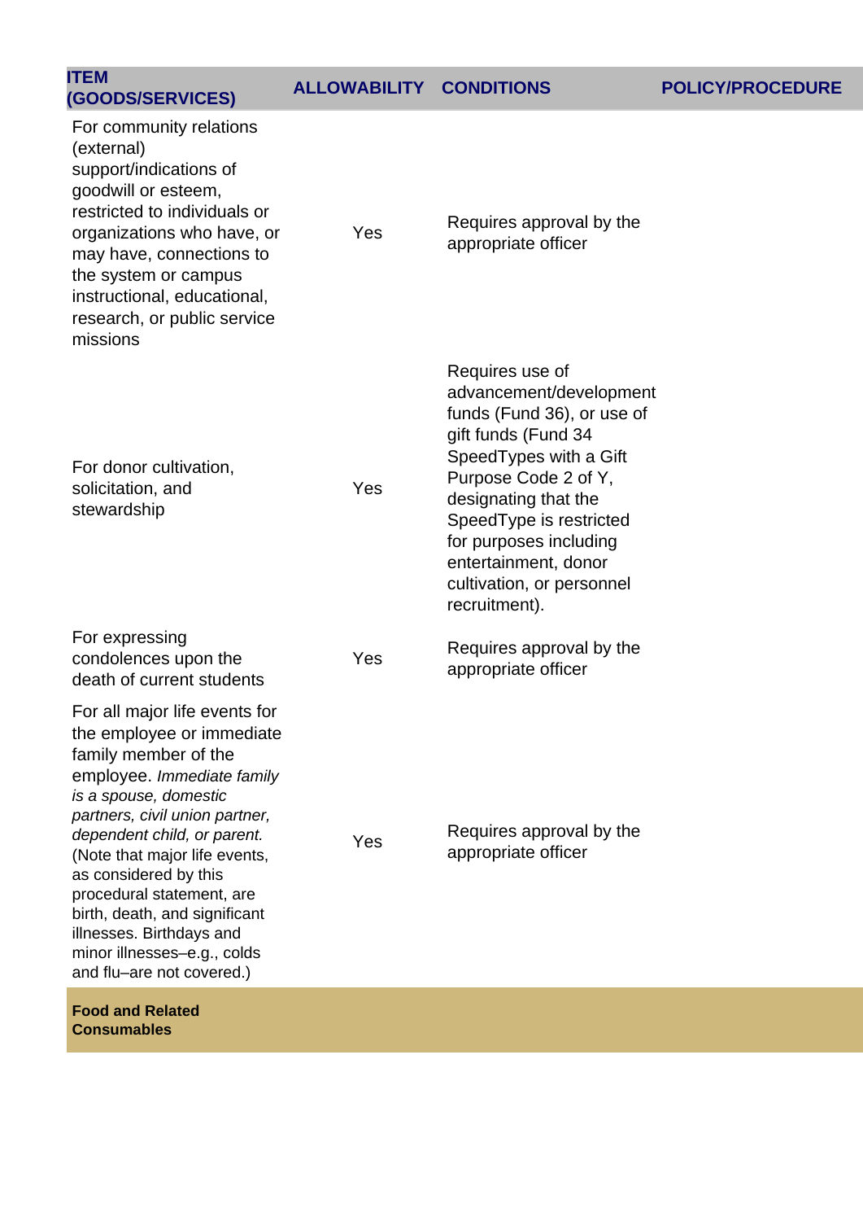| ITEM (GOODS/SERVICES) | ALLOWABILITY | CONDITIONS | POLICY/PROCEDURE |
|---|---|---|---|
| For community relations (external) support/indications of goodwill or esteem, restricted to individuals or organizations who have, or may have, connections to the system or campus instructional, educational, research, or public service missions | Yes | Requires approval by the appropriate officer | |
| For donor cultivation, solicitation, and stewardship | Yes | Requires use of advancement/development funds (Fund 36), or use of gift funds (Fund 34 SpeedTypes with a Gift Purpose Code 2 of Y, designating that the SpeedType is restricted for purposes including entertainment, donor cultivation, or personnel recruitment). | |
| For expressing condolences upon the death of current students | Yes | Requires approval by the appropriate officer | |
| For all major life events for the employee or immediate family member of the employee. *Immediate family is a spouse, domestic partners, civil union partner, dependent child, or parent.* (Note that major life events, as considered by this procedural statement, are birth, death, and significant illnesses. Birthdays and minor illnesses–e.g., colds and flu–are not covered.) | Yes | Requires approval by the appropriate officer | |
| **Food and Related Consumables** | | | |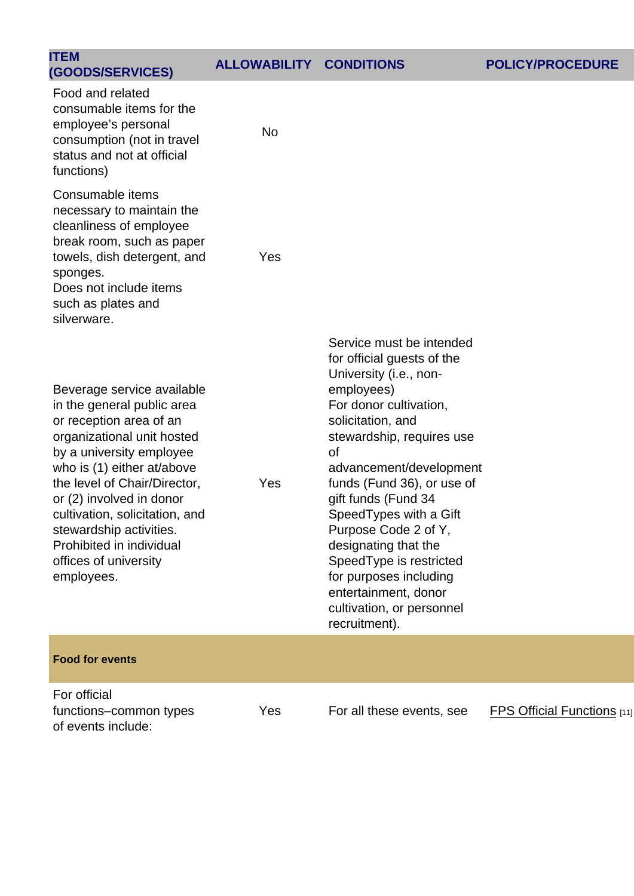| ITEM (GOODS/SERVICES) | ALLOWABILITY | CONDITIONS | POLICY/PROCEDURE |
|---|---|---|---|
| Food and related consumable items for the employee's personal consumption (not in travel status and not at official functions) | No | | |
| Consumable items necessary to maintain the cleanliness of employee break room, such as paper towels, dish detergent, and sponges. Does not include items such as plates and silverware. | Yes | | |
| Beverage service available in the general public area or reception area of an organizational unit hosted by a university employee who is (1) either at/above the level of Chair/Director, or (2) involved in donor cultivation, solicitation, and stewardship activities. Prohibited in individual offices of university employees. | Yes | Service must be intended for official guests of the University (i.e., non-employees) For donor cultivation, solicitation, and stewardship, requires use of advancement/development funds (Fund 36), or use of gift funds (Fund 34 SpeedTypes with a Gift Purpose Code 2 of Y, designating that the SpeedType is restricted for purposes including entertainment, donor cultivation, or personnel recruitment). | |
| **Food for events** | | | |
| For official functions–common types of events include: | Yes | For all these events, see | FPS Official Functions [11] |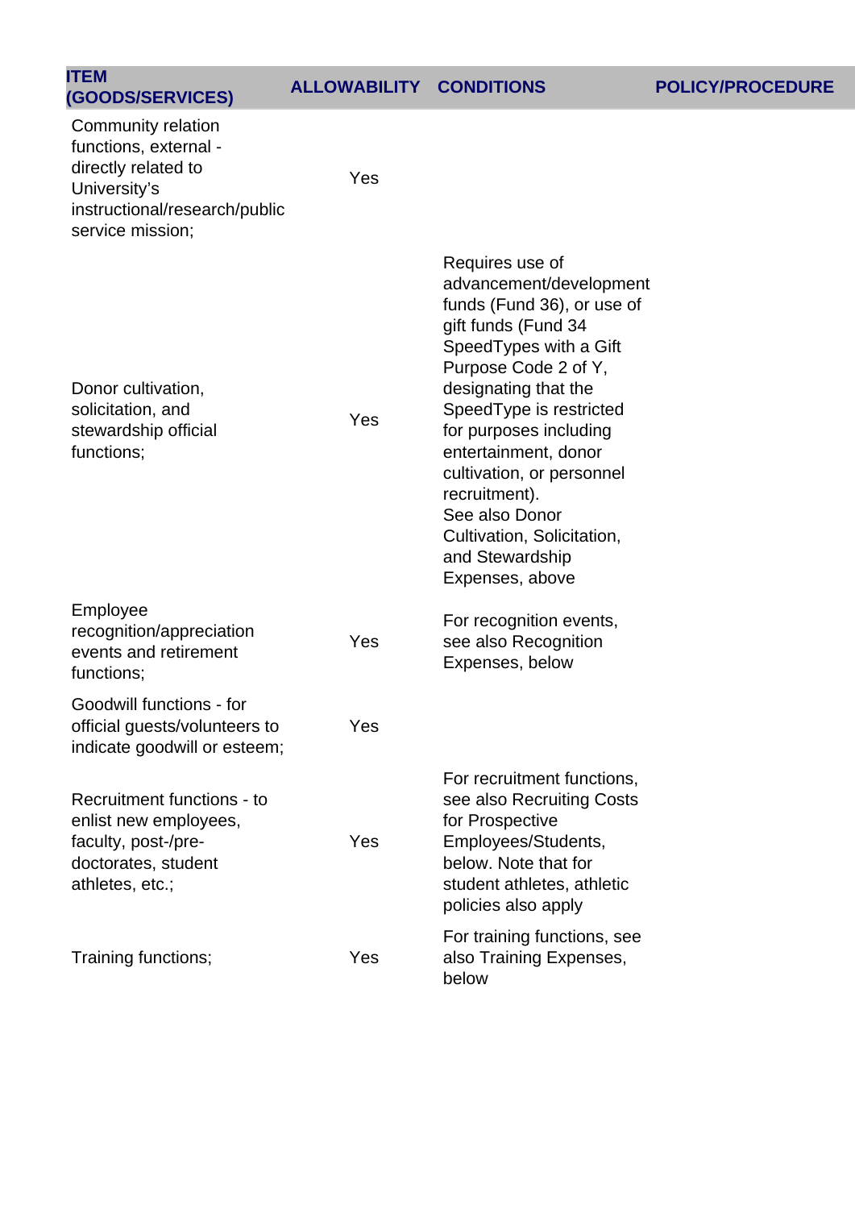| ITEM (GOODS/SERVICES) | ALLOWABILITY | CONDITIONS | POLICY/PROCEDURE |
|---|---|---|---|
| Community relation functions, external - directly related to University's instructional/research/public service mission; | Yes | | |
| Donor cultivation, solicitation, and stewardship official functions; | Yes | Requires use of advancement/development funds (Fund 36), or use of gift funds (Fund 34 SpeedTypes with a Gift Purpose Code 2 of Y, designating that the SpeedType is restricted for purposes including entertainment, donor cultivation, or personnel recruitment). See also Donor Cultivation, Solicitation, and Stewardship Expenses, above | |
| Employee recognition/appreciation events and retirement functions; | Yes | For recognition events, see also Recognition Expenses, below | |
| Goodwill functions - for official guests/volunteers to indicate goodwill or esteem; | Yes | | |
| Recruitment functions - to enlist new employees, faculty, post-/pre-doctorates, student athletes, etc.; | Yes | For recruitment functions, see also Recruiting Costs for Prospective Employees/Students, below. Note that for student athletes, athletic policies also apply | |
| Training functions; | Yes | For training functions, see also Training Expenses, below | |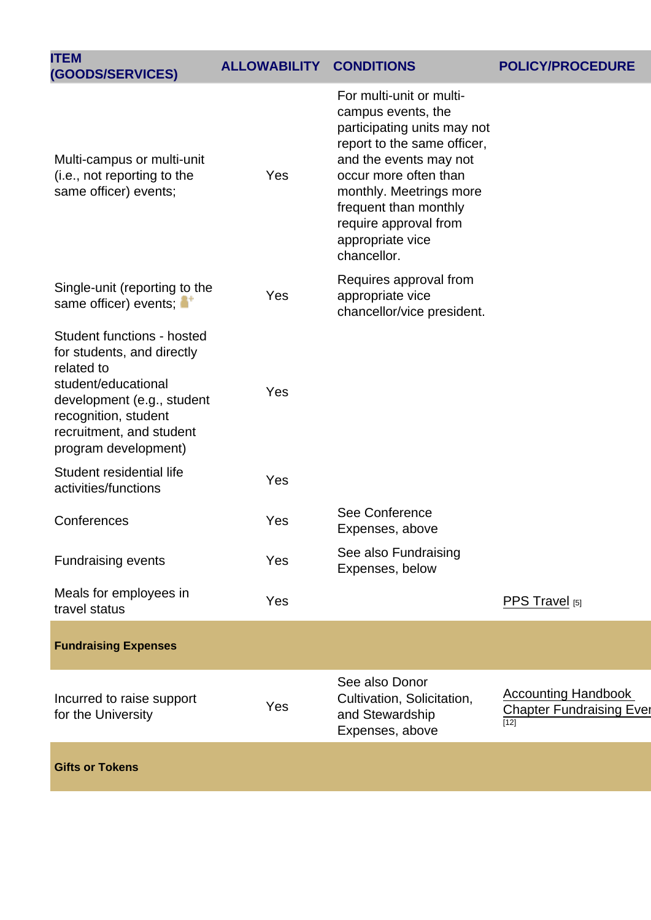| ITEM (GOODS/SERVICES) | ALLOWABILITY | CONDITIONS | POLICY/PROCEDURE |
| --- | --- | --- | --- |
| Multi-campus or multi-unit (i.e., not reporting to the same officer) events; | Yes | For multi-unit or multi-campus events, the participating units may not report to the same officer, and the events may not occur more often than monthly. Meetrings more frequent than monthly require approval from appropriate vice chancellor. | |
| Single-unit (reporting to the same officer) events; | Yes | Requires approval from appropriate vice chancellor/vice president. | |
| Student functions - hosted for students, and directly related to student/educational development (e.g., student recognition, student recruitment, and student program development) | Yes | | |
| Student residential life activities/functions | Yes | | |
| Conferences | Yes | See Conference Expenses, above | |
| Fundraising events | Yes | See also Fundraising Expenses, below | |
| Meals for employees in travel status | Yes | | PPS Travel [5] |
| **Fundraising Expenses** | | | |
| Incurred to raise support for the University | Yes | See also Donor Cultivation, Solicitation, and Stewardship Expenses, above | Accounting Handbook Chapter Fundraising Eve [12] |
| **Gifts or Tokens** | | | |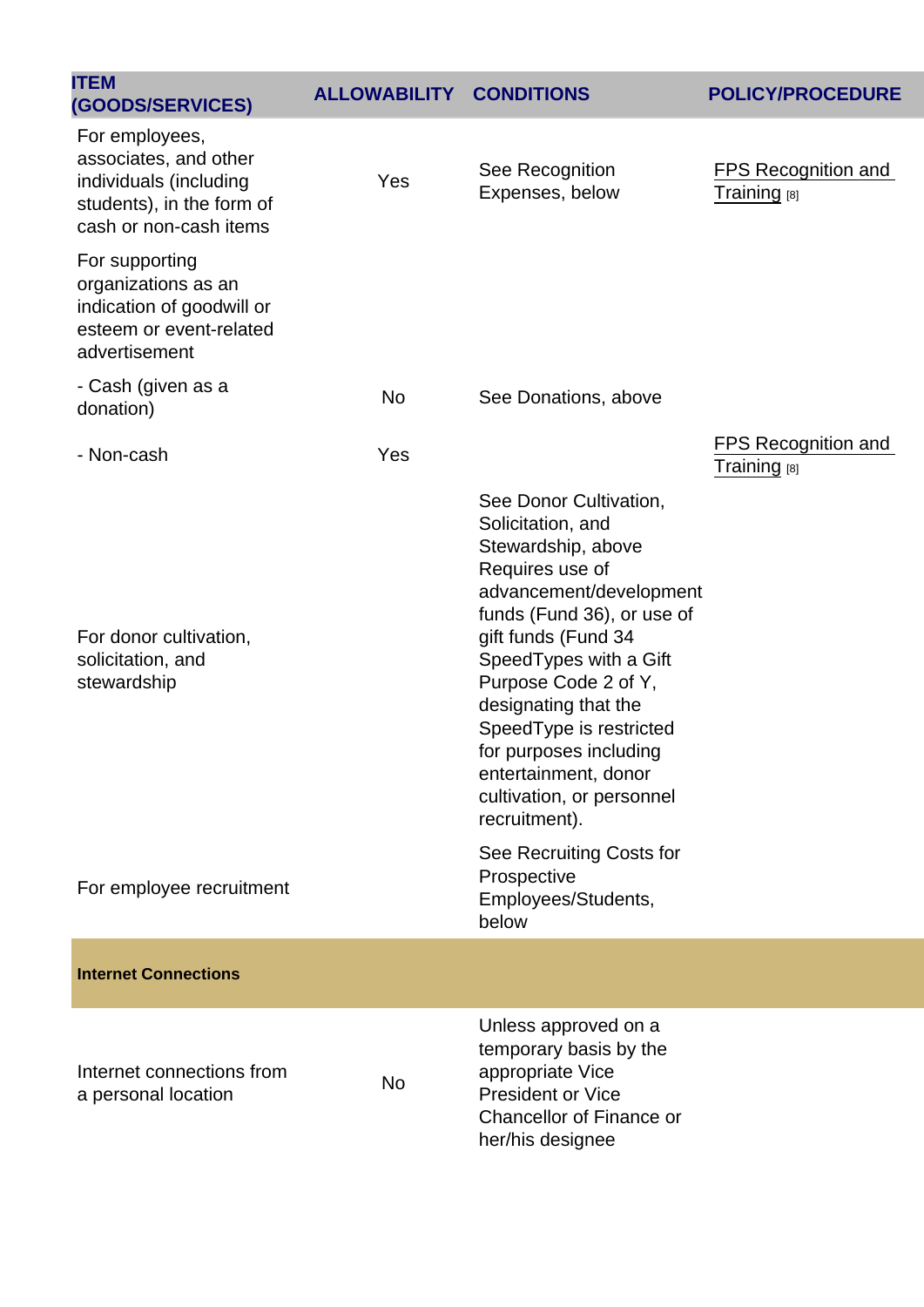| ITEM (GOODS/SERVICES) | ALLOWABILITY | CONDITIONS | POLICY/PROCEDURE |
| --- | --- | --- | --- |
| For employees, associates, and other individuals (including students), in the form of cash or non-cash items | Yes | See Recognition Expenses, below | FPS Recognition and Training [8] |
| For supporting organizations as an indication of goodwill or esteem or event-related advertisement | | | |
| - Cash (given as a donation) | No | See Donations, above | |
| - Non-cash | Yes | | FPS Recognition and Training [8] |
| For donor cultivation, solicitation, and stewardship | | See Donor Cultivation, Solicitation, and Stewardship, above Requires use of advancement/development funds (Fund 36), or use of gift funds (Fund 34 SpeedTypes with a Gift Purpose Code 2 of Y, designating that the SpeedType is restricted for purposes including entertainment, donor cultivation, or personnel recruitment). | |
| For employee recruitment | | See Recruiting Costs for Prospective Employees/Students, below | |
| **Internet Connections** | | | |
| Internet connections from a personal location | No | Unless approved on a temporary basis by the appropriate Vice President or Vice Chancellor of Finance or her/his designee | |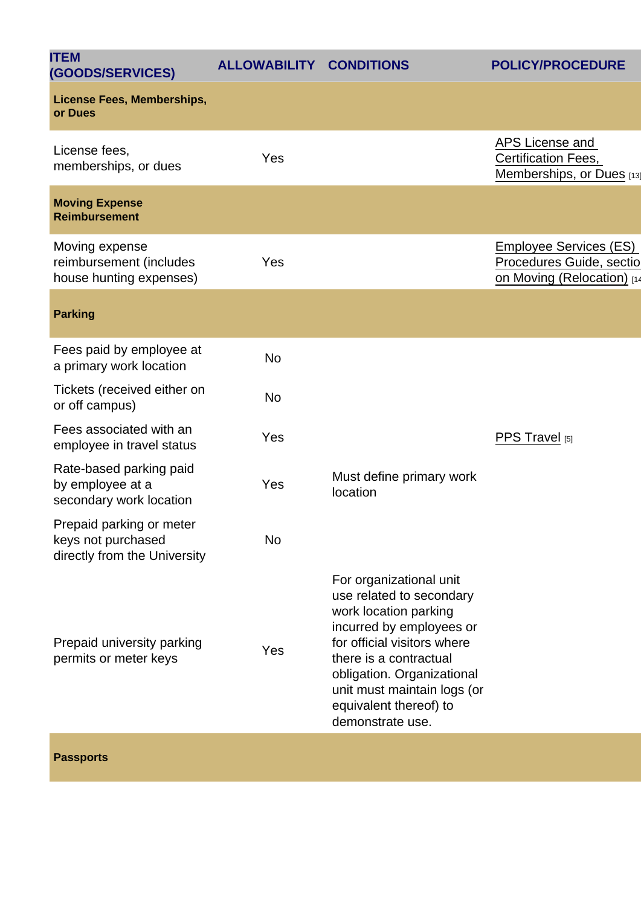| ITEM (GOODS/SERVICES) | ALLOWABILITY | CONDITIONS | POLICY/PROCEDURE |
|---|---|---|---|
| **License Fees, Memberships, or Dues** | | | |
| License fees, memberships, or dues | Yes | | APS License and Certification Fees, Memberships, or Dues [13] |
| **Moving Expense Reimbursement** | | | |
| Moving expense reimbursement (includes house hunting expenses) | Yes | | Employee Services (ES) Procedures Guide, section on Moving (Relocation) [14] |
| **Parking** | | | |
| Fees paid by employee at a primary work location | No | | |
| Tickets (received either on or off campus) | No | | |
| Fees associated with an employee in travel status | Yes | | PPS Travel [5] |
| Rate-based parking paid by employee at a secondary work location | Yes | Must define primary work location | |
| Prepaid parking or meter keys not purchased directly from the University | No | | |
| Prepaid university parking permits or meter keys | Yes | For organizational unit use related to secondary work location parking incurred by employees or for official visitors where there is a contractual obligation. Organizational unit must maintain logs (or equivalent thereof) to demonstrate use. | |
| **Passports** | | | |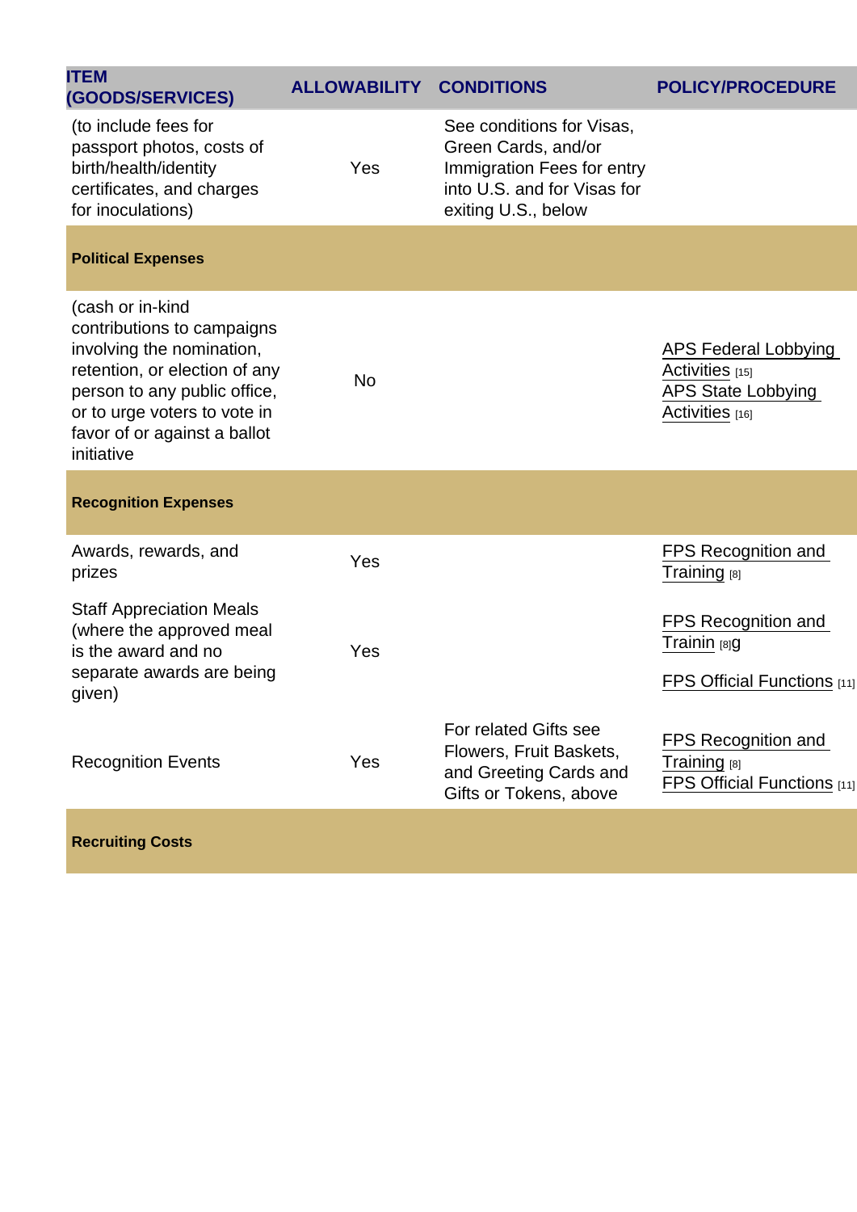| ITEM (GOODS/SERVICES) | ALLOWABILITY | CONDITIONS | POLICY/PROCEDURE |
| --- | --- | --- | --- |
| (to include fees for passport photos, costs of birth/health/identity certificates, and charges for inoculations) | Yes | See conditions for Visas, Green Cards, and/or Immigration Fees for entry into U.S. and for Visas for exiting U.S., below | |
| **Political Expenses** | | | |
| (cash or in-kind contributions to campaigns involving the nomination, retention, or election of any person to any public office, or to urge voters to vote in favor of or against a ballot initiative | No | | APS Federal Lobbying Activities [15] APS State Lobbying Activities [16] |
| **Recognition Expenses** | | | |
| Awards, rewards, and prizes | Yes | | FPS Recognition and Training [8] |
| Staff Appreciation Meals (where the approved meal is the award and no separate awards are being given) | Yes | | FPS Recognition and Trainin [8]g FPS Official Functions [11] |
| Recognition Events | Yes | For related Gifts see Flowers, Fruit Baskets, and Greeting Cards and Gifts or Tokens, above | FPS Recognition and Training [8] FPS Official Functions [11] |
| **Recruiting Costs** | | | |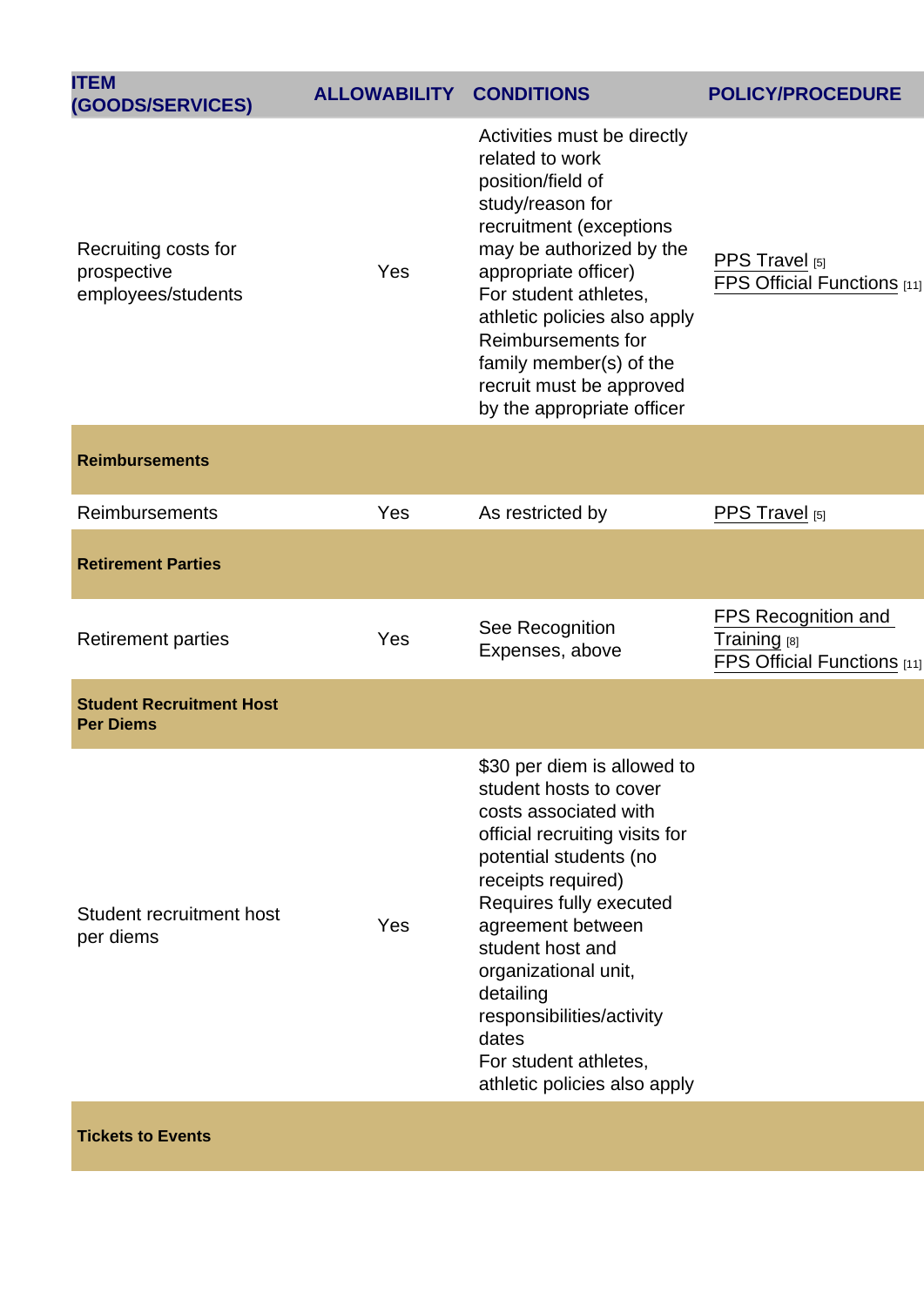| ITEM (GOODS/SERVICES) | ALLOWABILITY | CONDITIONS | POLICY/PROCEDURE |
|---|---|---|---|
| Recruiting costs for prospective employees/students | Yes | Activities must be directly related to work position/field of study/reason for recruitment (exceptions may be authorized by the appropriate officer)<br>For student athletes, athletic policies also apply<br>Reimbursements for family member(s) of the recruit must be approved by the appropriate officer | PPS Travel [5]<br>FPS Official Functions [11] |
| **Reimbursements** | | | |
| Reimbursements | Yes | As restricted by | PPS Travel [5] |
| **Retirement Parties** | | | |
| Retirement parties | Yes | See Recognition Expenses, above | FPS Recognition and Training [8]<br>FPS Official Functions [11] |
| **Student Recruitment Host Per Diems** | | | |
| Student recruitment host per diems | Yes | $30 per diem is allowed to student hosts to cover costs associated with official recruiting visits for potential students (no receipts required)<br>Requires fully executed agreement between student host and organizational unit, detailing responsibilities/activity dates<br>For student athletes, athletic policies also apply | |
| **Tickets to Events** | | | |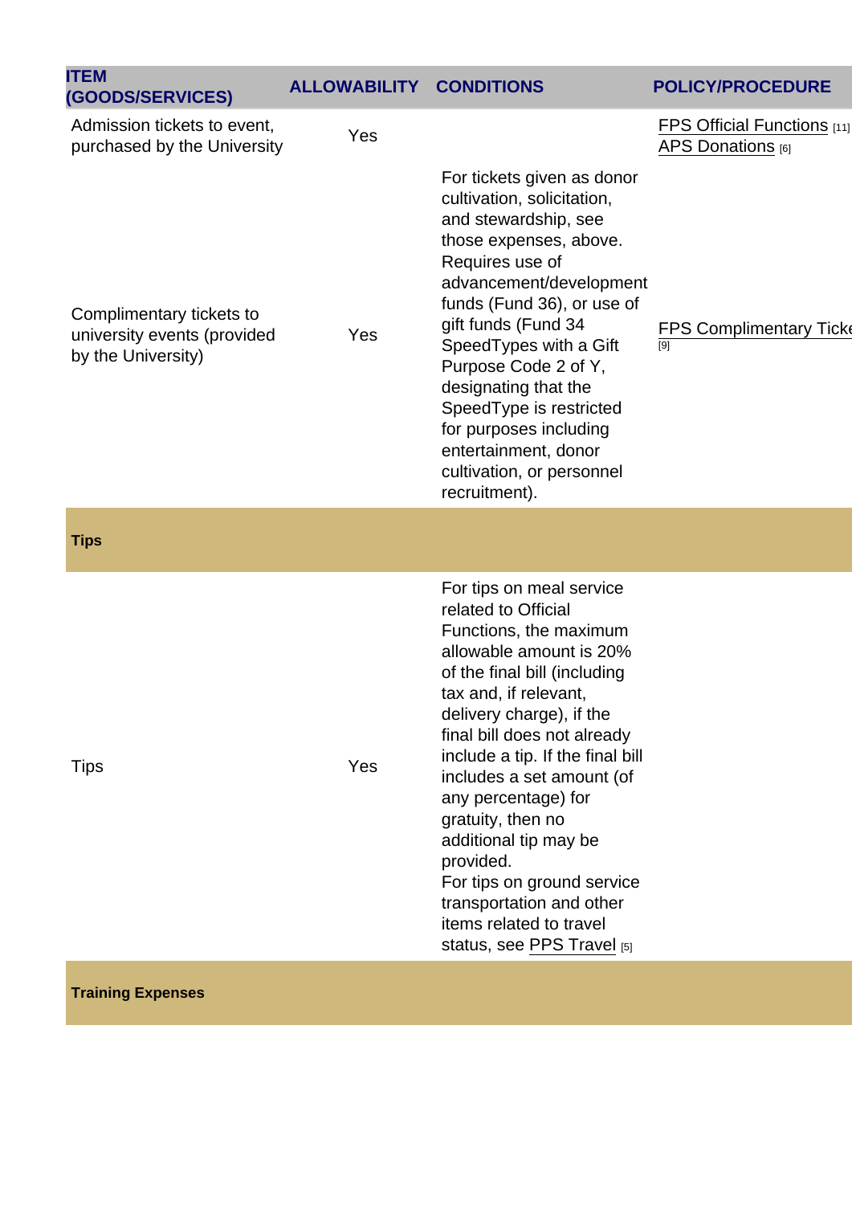| ITEM (GOODS/SERVICES) | ALLOWABILITY | CONDITIONS | POLICY/PROCEDURE |
|---|---|---|---|
| Admission tickets to event, purchased by the University | Yes | | FPS Official Functions [11] APS Donations [6] |
| Complimentary tickets to university events (provided by the University) | Yes | For tickets given as donor cultivation, solicitation, and stewardship, see those expenses, above. Requires use of advancement/development funds (Fund 36), or use of gift funds (Fund 34 SpeedTypes with a Gift Purpose Code 2 of Y, designating that the SpeedType is restricted for purposes including entertainment, donor cultivation, or personnel recruitment). | FPS Complimentary Ticke [9] |
| **Tips** | | | |
| Tips | Yes | For tips on meal service related to Official Functions, the maximum allowable amount is 20% of the final bill (including tax and, if relevant, delivery charge), if the final bill does not already include a tip. If the final bill includes a set amount (of any percentage) for gratuity, then no additional tip may be provided. For tips on ground service transportation and other items related to travel status, see PPS Travel [5] | |
| **Training Expenses** | | | |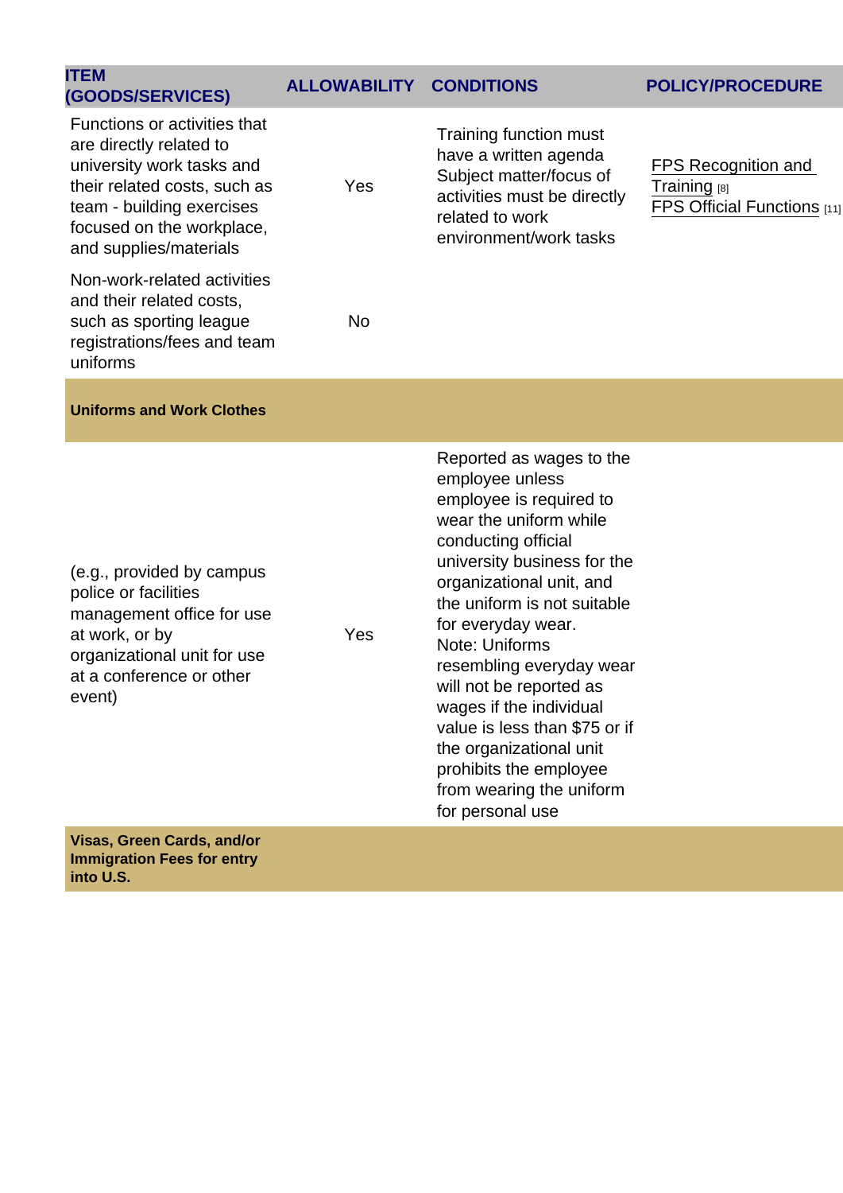| ITEM (GOODS/SERVICES) | ALLOWABILITY | CONDITIONS | POLICY/PROCEDURE |
|---|---|---|---|
| Functions or activities that are directly related to university work tasks and their related costs, such as team - building exercises focused on the workplace, and supplies/materials | Yes | Training function must have a written agenda Subject matter/focus of activities must be directly related to work environment/work tasks | FPS Recognition and Training [8] FPS Official Functions [11] |
| Non-work-related activities and their related costs, such as sporting league registrations/fees and team uniforms | No | | |
| **Uniforms and Work Clothes** | | | |
| (e.g., provided by campus police or facilities management office for use at work, or by organizational unit for use at a conference or other event) | Yes | Reported as wages to the employee unless employee is required to wear the uniform while conducting official university business for the organizational unit, and the uniform is not suitable for everyday wear. Note: Uniforms resembling everyday wear will not be reported as wages if the individual value is less than $75 or if the organizational unit prohibits the employee from wearing the uniform for personal use | |
| **Visas, Green Cards, and/or Immigration Fees for entry into U.S.** | | | |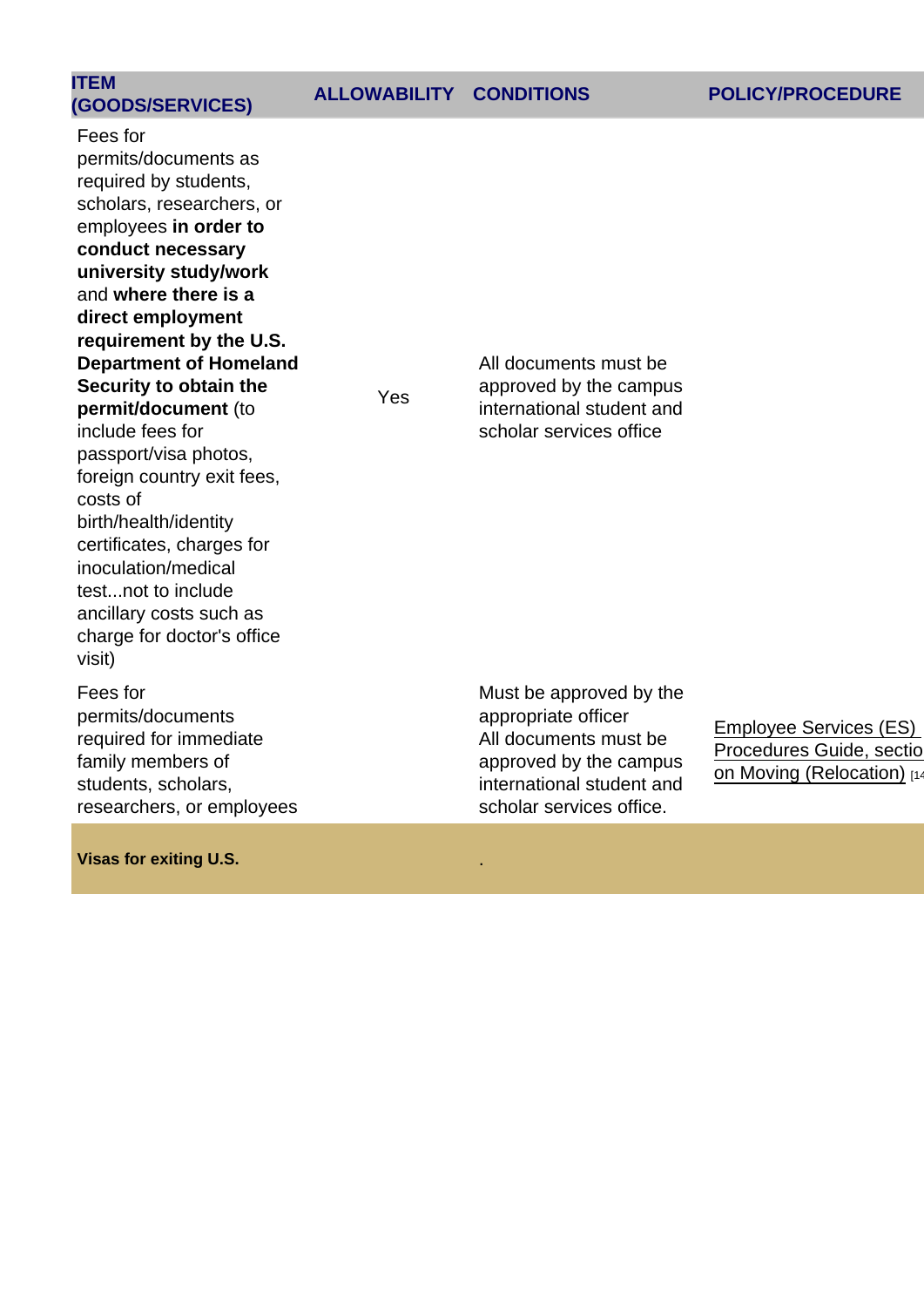| ITEM (GOODS/SERVICES) | ALLOWABILITY | CONDITIONS | POLICY/PROCEDURE |
|---|---|---|---|
| Fees for permits/documents as required by students, scholars, researchers, or employees **in order to conduct necessary university study/work** and **where there is a direct employment requirement by the U.S. Department of Homeland Security to obtain the permit/document** (to include fees for passport/visa photos, foreign country exit fees, costs of birth/health/identity certificates, charges for inoculation/medical test...not to include ancillary costs such as charge for doctor's office visit) | Yes | All documents must be approved by the campus international student and scholar services office | |
| Fees for permits/documents required for immediate family members of students, scholars, researchers, or employees | | Must be approved by the appropriate officer<br>All documents must be approved by the campus international student and scholar services office. | Employee Services (ES) Procedures Guide, section on Moving (Relocation) [14 |
| **Visas for exiting U.S.** | | . | |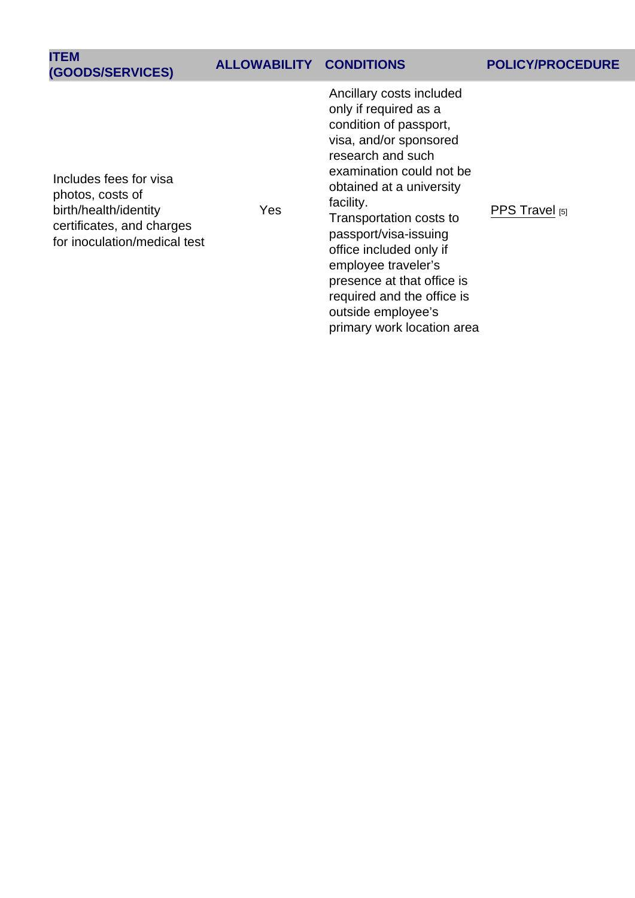| ITEM (GOODS/SERVICES) | ALLOWABILITY | CONDITIONS | POLICY/PROCEDURE |
|---|---|---|---|
| Includes fees for visa photos, costs of birth/health/identity certificates, and charges for inoculation/medical test | Yes | Ancillary costs included only if required as a condition of passport, visa, and/or sponsored research and such examination could not be obtained at a university facility.<br>Transportation costs to passport/visa-issuing office included only if employee traveler's presence at that office is required and the office is outside employee's primary work location area | PPS Travel [5] |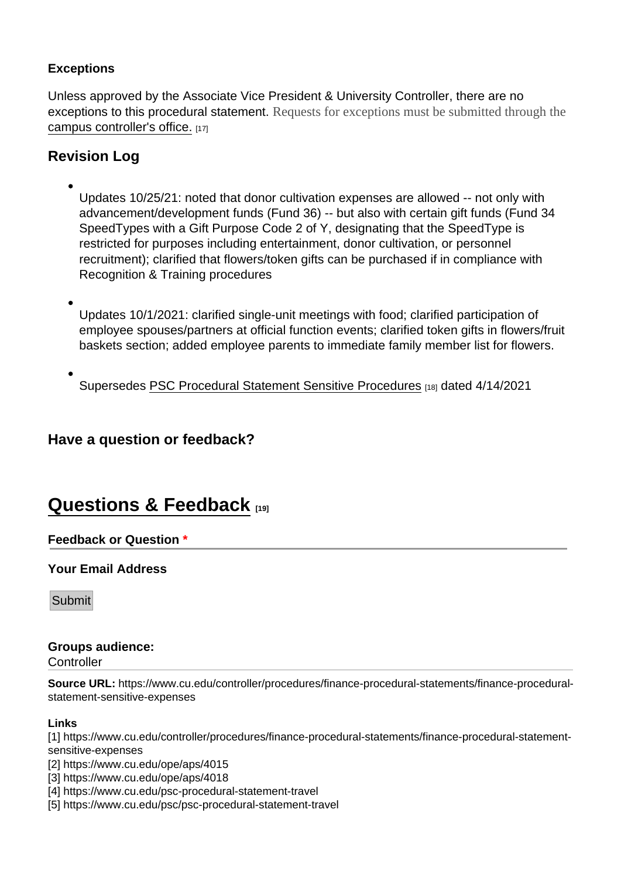**Exceptions**

Unless approved by the Associate Vice President & University Controller, there are no exceptions to this procedural statement. Requests for exceptions must be submitted through the campus controller's office. [17]

## Revision Log

- Updates 10/25/21: noted that donor cultivation expenses are allowed -- not only with advancement/development funds (Fund 36) -- but also with certain gift funds (Fund 34 SpeedTypes with a Gift Purpose Code 2 of Y, designating that the SpeedType is restricted for purposes including entertainment, donor cultivation, or personnel recruitment); clarified that flowers/token gifts can be purchased if in compliance with Recognition & Training procedures

- Updates 10/1/2021: clarified single-unit meetings with food; clarified participation of employee spouses/partners at official function events; clarified token gifts in flowers/fruit baskets section; added employee parents to immediate family member list for flowers.

- Supersedes PSC Procedural Statement Sensitive Procedures [18] dated 4/14/2021

### Have a question or feedback?

# Questions & Feedback [19]

**Feedback or Question** *

**Your Email Address**

Submit

**Groups audience:**
Controller

**Source URL:** https://www.cu.edu/controller/procedures/finance-procedural-statements/finance-procedural-statement-sensitive-expenses

**Links**
[1] https://www.cu.edu/controller/procedures/finance-procedural-statements/finance-procedural-statement-sensitive-expenses
[2] https://www.cu.edu/ope/aps/4015
[3] https://www.cu.edu/ope/aps/4018
[4] https://www.cu.edu/psc-procedural-statement-travel
[5] https://www.cu.edu/psc/psc-procedural-statement-travel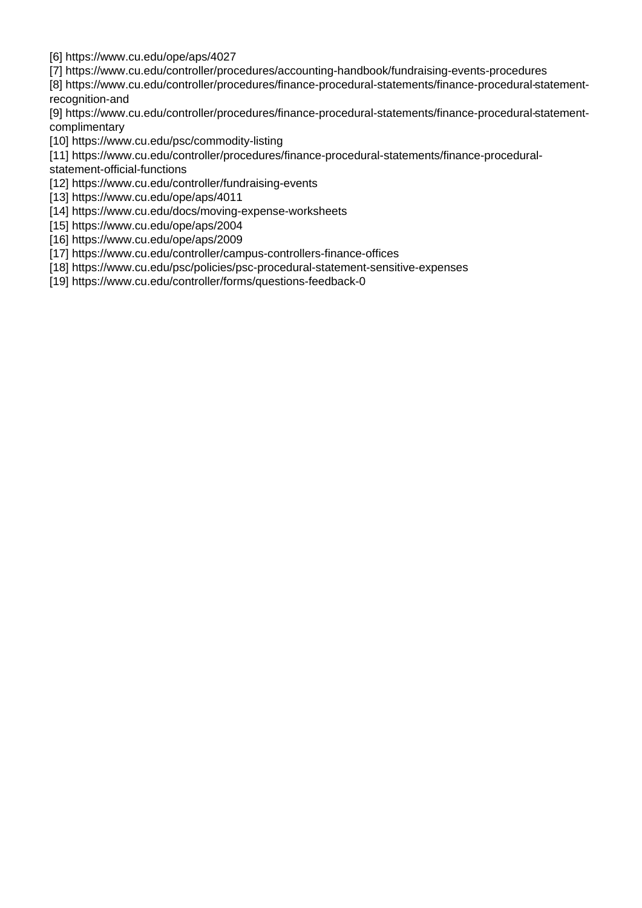[6] https://www.cu.edu/ope/aps/4027

[7] https://www.cu.edu/controller/procedures/accounting-handbook/fundraising-events-procedures

[8] https://www.cu.edu/controller/procedures/finance-procedural-statements/finance-procedural-statement-recognition-and

[9] https://www.cu.edu/controller/procedures/finance-procedural-statements/finance-procedural-statement-complimentary

[10] https://www.cu.edu/psc/commodity-listing

[11] https://www.cu.edu/controller/procedures/finance-procedural-statements/finance-procedural-statement-official-functions

[12] https://www.cu.edu/controller/fundraising-events

[13] https://www.cu.edu/ope/aps/4011

[14] https://www.cu.edu/docs/moving-expense-worksheets

[15] https://www.cu.edu/ope/aps/2004

[16] https://www.cu.edu/ope/aps/2009

[17] https://www.cu.edu/controller/campus-controllers-finance-offices

[18] https://www.cu.edu/psc/policies/psc-procedural-statement-sensitive-expenses

[19] https://www.cu.edu/controller/forms/questions-feedback-0